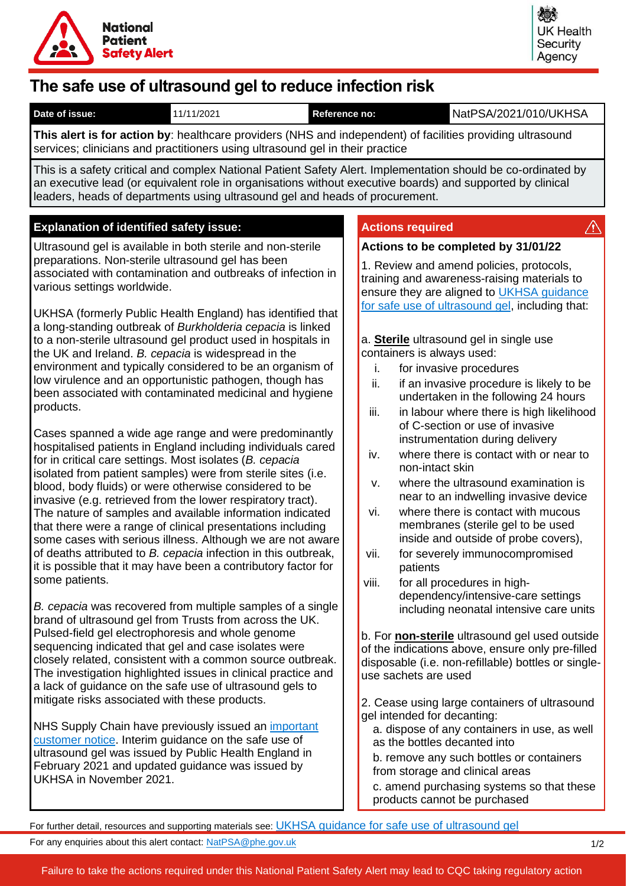National Patient Safety Alert

UK Health Security Agency

# The safe use of ultrasound gel to reduce infection risk

| Date of issue: | 11/11/2021 | Reference no: | NatPSA/2021/010/UKHSA |
|---|---|---|---|

**This alert is for action by**: healthcare providers (NHS and independent) of facilities providing ultrasound services; clinicians and practitioners using ultrasound gel in their practice

This is a safety critical and complex National Patient Safety Alert. Implementation should be co-ordinated by an executive lead (or equivalent role in organisations without executive boards) and supported by clinical leaders, heads of departments using ultrasound gel and heads of procurement.

## Explanation of identified safety issue:

Ultrasound gel is available in both sterile and non-sterile preparations. Non-sterile ultrasound gel has been associated with contamination and outbreaks of infection in various settings worldwide.

UKHSA (formerly Public Health England) has identified that a long-standing outbreak of *Burkholderia cepacia* is linked to a non-sterile ultrasound gel product used in hospitals in the UK and Ireland. *B. cepacia* is widespread in the environment and typically considered to be an organism of low virulence and an opportunistic pathogen, though has been associated with contaminated medicinal and hygiene products.

Cases spanned a wide age range and were predominantly hospitalised patients in England including individuals cared for in critical care settings. Most isolates (*B. cepacia* isolated from patient samples) were from sterile sites (i.e. blood, body fluids) or were otherwise considered to be invasive (e.g. retrieved from the lower respiratory tract). The nature of samples and available information indicated that there were a range of clinical presentations including some cases with serious illness. Although we are not aware of deaths attributed to *B. cepacia* infection in this outbreak, it is possible that it may have been a contributory factor for some patients.

*B. cepacia* was recovered from multiple samples of a single brand of ultrasound gel from Trusts from across the UK. Pulsed-field gel electrophoresis and whole genome sequencing indicated that gel and case isolates were closely related, consistent with a common source outbreak. The investigation highlighted issues in clinical practice and a lack of guidance on the safe use of ultrasound gels to mitigate risks associated with these products.

NHS Supply Chain have previously issued an important customer notice. Interim guidance on the safe use of ultrasound gel was issued by Public Health England in February 2021 and updated guidance was issued by UKHSA in November 2021.

## Actions required

**Actions to be completed by 31/01/22**

1. Review and amend policies, protocols, training and awareness-raising materials to ensure they are aligned to UKHSA guidance for safe use of ultrasound gel, including that:

a. **Sterile** ultrasound gel in single use containers is always used:

i. for invasive procedures
ii. if an invasive procedure is likely to be undertaken in the following 24 hours
iii. in labour where there is high likelihood of C-section or use of invasive instrumentation during delivery
iv. where there is contact with or near to non-intact skin
v. where the ultrasound examination is near to an indwelling invasive device
vi. where there is contact with mucous membranes (sterile gel to be used inside and outside of probe covers),
vii. for severely immunocompromised patients
viii. for all procedures in high-dependency/intensive-care settings including neonatal intensive care units

b. For **non-sterile** ultrasound gel used outside of the indications above, ensure only pre-filled disposable (i.e. non-refillable) bottles or single-use sachets are used

2. Cease using large containers of ultrasound gel intended for decanting:

a. dispose of any containers in use, as well as the bottles decanted into
b. remove any such bottles or containers from storage and clinical areas
c. amend purchasing systems so that these products cannot be purchased

For further detail, resources and supporting materials see: UKHSA guidance for safe use of ultrasound gel

For any enquiries about this alert contact: NatPSA@phe.gov.uk

Failure to take the actions required under this National Patient Safety Alert may lead to CQC taking regulatory action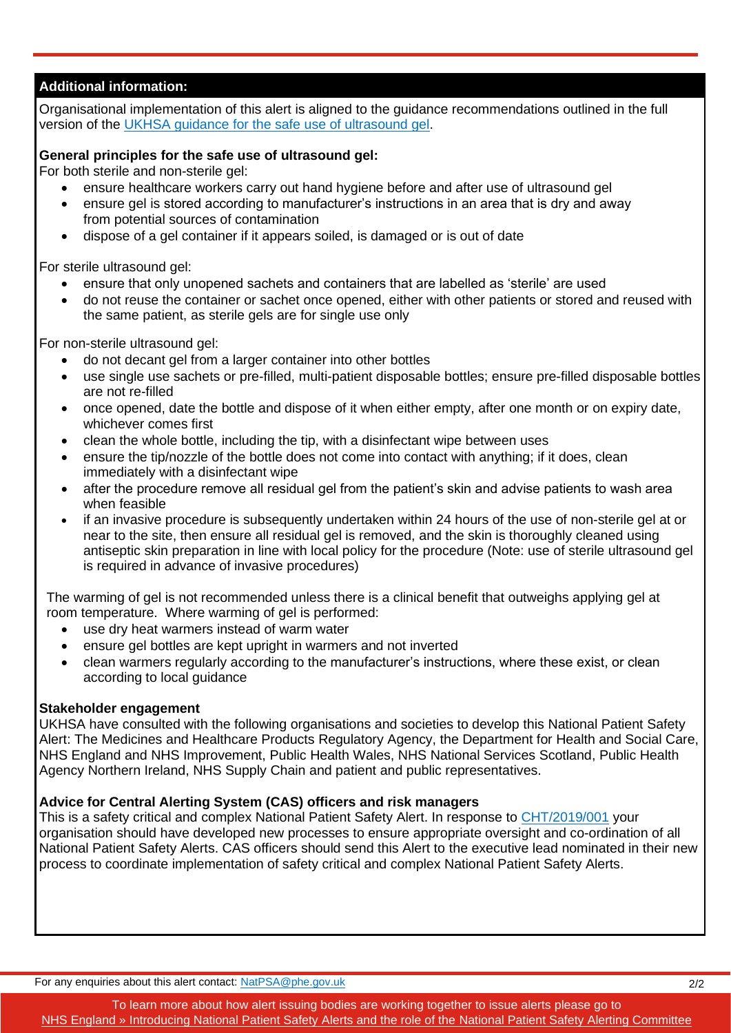## Additional information:

Organisational implementation of this alert is aligned to the guidance recommendations outlined in the full version of the [UKHSA guidance for the safe use of ultrasound gel](#).

**General principles for the safe use of ultrasound gel:**

For both sterile and non-sterile gel:

- ensure healthcare workers carry out hand hygiene before and after use of ultrasound gel
- ensure gel is stored according to manufacturer's instructions in an area that is dry and away from potential sources of contamination
- dispose of a gel container if it appears soiled, is damaged or is out of date

For sterile ultrasound gel:

- ensure that only unopened sachets and containers that are labelled as 'sterile' are used
- do not reuse the container or sachet once opened, either with other patients or stored and reused with the same patient, as sterile gels are for single use only

For non-sterile ultrasound gel:

- do not decant gel from a larger container into other bottles
- use single use sachets or pre-filled, multi-patient disposable bottles; ensure pre-filled disposable bottles are not re-filled
- once opened, date the bottle and dispose of it when either empty, after one month or on expiry date, whichever comes first
- clean the whole bottle, including the tip, with a disinfectant wipe between uses
- ensure the tip/nozzle of the bottle does not come into contact with anything; if it does, clean immediately with a disinfectant wipe
- after the procedure remove all residual gel from the patient's skin and advise patients to wash area when feasible
- if an invasive procedure is subsequently undertaken within 24 hours of the use of non-sterile gel at or near to the site, then ensure all residual gel is removed, and the skin is thoroughly cleaned using antiseptic skin preparation in line with local policy for the procedure (Note: use of sterile ultrasound gel is required in advance of invasive procedures)

The warming of gel is not recommended unless there is a clinical benefit that outweighs applying gel at room temperature. Where warming of gel is performed:

- use dry heat warmers instead of warm water
- ensure gel bottles are kept upright in warmers and not inverted
- clean warmers regularly according to the manufacturer's instructions, where these exist, or clean according to local guidance

**Stakeholder engagement**

UKHSA have consulted with the following organisations and societies to develop this National Patient Safety Alert: The Medicines and Healthcare Products Regulatory Agency, the Department for Health and Social Care, NHS England and NHS Improvement, Public Health Wales, NHS National Services Scotland, Public Health Agency Northern Ireland, NHS Supply Chain and patient and public representatives.

**Advice for Central Alerting System (CAS) officers and risk managers**

This is a safety critical and complex National Patient Safety Alert. In response to [CHT/2019/001](#) your organisation should have developed new processes to ensure appropriate oversight and co-ordination of all National Patient Safety Alerts. CAS officers should send this Alert to the executive lead nominated in their new process to coordinate implementation of safety critical and complex National Patient Safety Alerts.

For any enquiries about this alert contact: [NatPSA@phe.gov.uk](mailto:NatPSA@phe.gov.uk)

To learn more about how alert issuing bodies are working together to issue alerts please go to
[NHS England » Introducing National Patient Safety Alerts and the role of the National Patient Safety Alerting Committee](#)